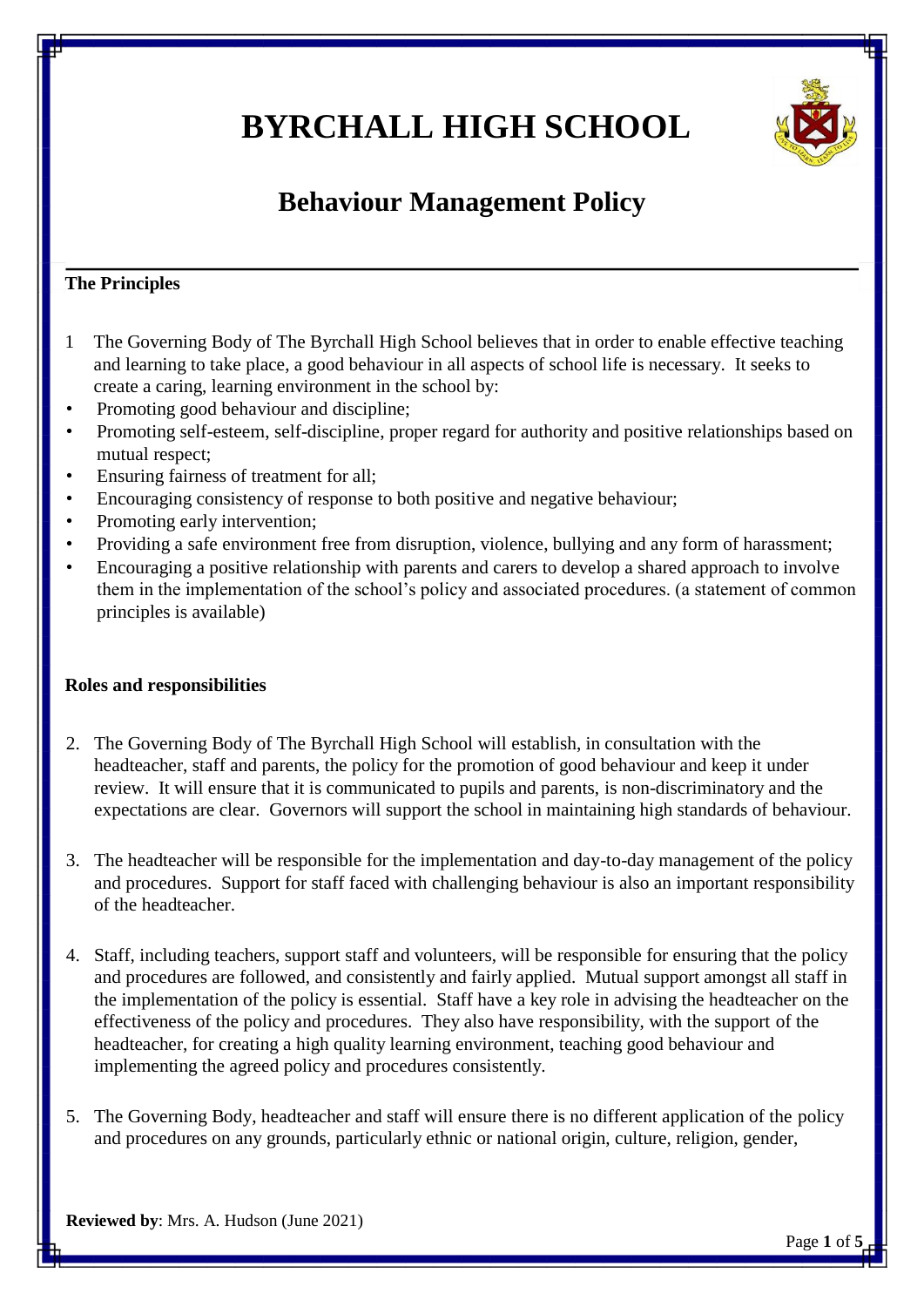# BYRCHALL HIGH SCHOOL

## Behaviour Management Policy

**The Principles**

1 The Governing Body of The Byrchall High School believes that in order to enable effective teaching and learning to take place, a good behaviour in all aspects of school life is necessary. It seeks to create a caring, learning environment in the school by:

- Promoting good behaviour and discipline;
- Promoting self-esteem, self-discipline, proper regard for authority and positive relationships based on mutual respect;
- Ensuring fairness of treatment for all;
- Encouraging consistency of response to both positive and negative behaviour;
- Promoting early intervention;
- Providing a safe environment free from disruption, violence, bullying and any form of harassment;
- Encouraging a positive relationship with parents and carers to develop a shared approach to involve them in the implementation of the school's policy and associated procedures. (a statement of common principles is available)

**Roles and responsibilities**

2. The Governing Body of The Byrchall High School will establish, in consultation with the headteacher, staff and parents, the policy for the promotion of good behaviour and keep it under review. It will ensure that it is communicated to pupils and parents, is non-discriminatory and the expectations are clear. Governors will support the school in maintaining high standards of behaviour.

3. The headteacher will be responsible for the implementation and day-to-day management of the policy and procedures. Support for staff faced with challenging behaviour is also an important responsibility of the headteacher.

4. Staff, including teachers, support staff and volunteers, will be responsible for ensuring that the policy and procedures are followed, and consistently and fairly applied. Mutual support amongst all staff in the implementation of the policy is essential. Staff have a key role in advising the headteacher on the effectiveness of the policy and procedures. They also have responsibility, with the support of the headteacher, for creating a high quality learning environment, teaching good behaviour and implementing the agreed policy and procedures consistently.

5. The Governing Body, headteacher and staff will ensure there is no different application of the policy and procedures on any grounds, particularly ethnic or national origin, culture, religion, gender,

**Reviewed by**: Mrs. A. Hudson (June 2021)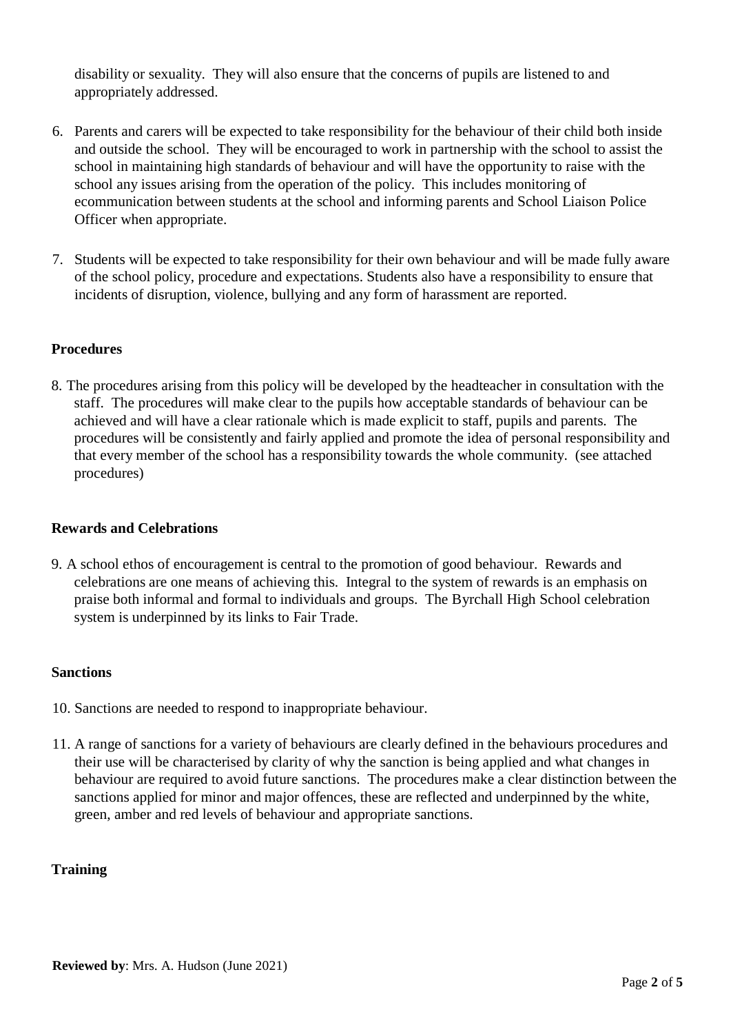disability or sexuality. They will also ensure that the concerns of pupils are listened to and appropriately addressed.

6. Parents and carers will be expected to take responsibility for the behaviour of their child both inside and outside the school. They will be encouraged to work in partnership with the school to assist the school in maintaining high standards of behaviour and will have the opportunity to raise with the school any issues arising from the operation of the policy. This includes monitoring of ecommunication between students at the school and informing parents and School Liaison Police Officer when appropriate.

7. Students will be expected to take responsibility for their own behaviour and will be made fully aware of the school policy, procedure and expectations. Students also have a responsibility to ensure that incidents of disruption, violence, bullying and any form of harassment are reported.

**Procedures**

8. The procedures arising from this policy will be developed by the headteacher in consultation with the staff. The procedures will make clear to the pupils how acceptable standards of behaviour can be achieved and will have a clear rationale which is made explicit to staff, pupils and parents. The procedures will be consistently and fairly applied and promote the idea of personal responsibility and that every member of the school has a responsibility towards the whole community. (see attached procedures)

**Rewards and Celebrations**

9. A school ethos of encouragement is central to the promotion of good behaviour. Rewards and celebrations are one means of achieving this. Integral to the system of rewards is an emphasis on praise both informal and formal to individuals and groups. The Byrchall High School celebration system is underpinned by its links to Fair Trade.

**Sanctions**

10. Sanctions are needed to respond to inappropriate behaviour.

11. A range of sanctions for a variety of behaviours are clearly defined in the behaviours procedures and their use will be characterised by clarity of why the sanction is being applied and what changes in behaviour are required to avoid future sanctions. The procedures make a clear distinction between the sanctions applied for minor and major offences, these are reflected and underpinned by the white, green, amber and red levels of behaviour and appropriate sanctions.

**Training**

**Reviewed by**: Mrs. A. Hudson (June 2021)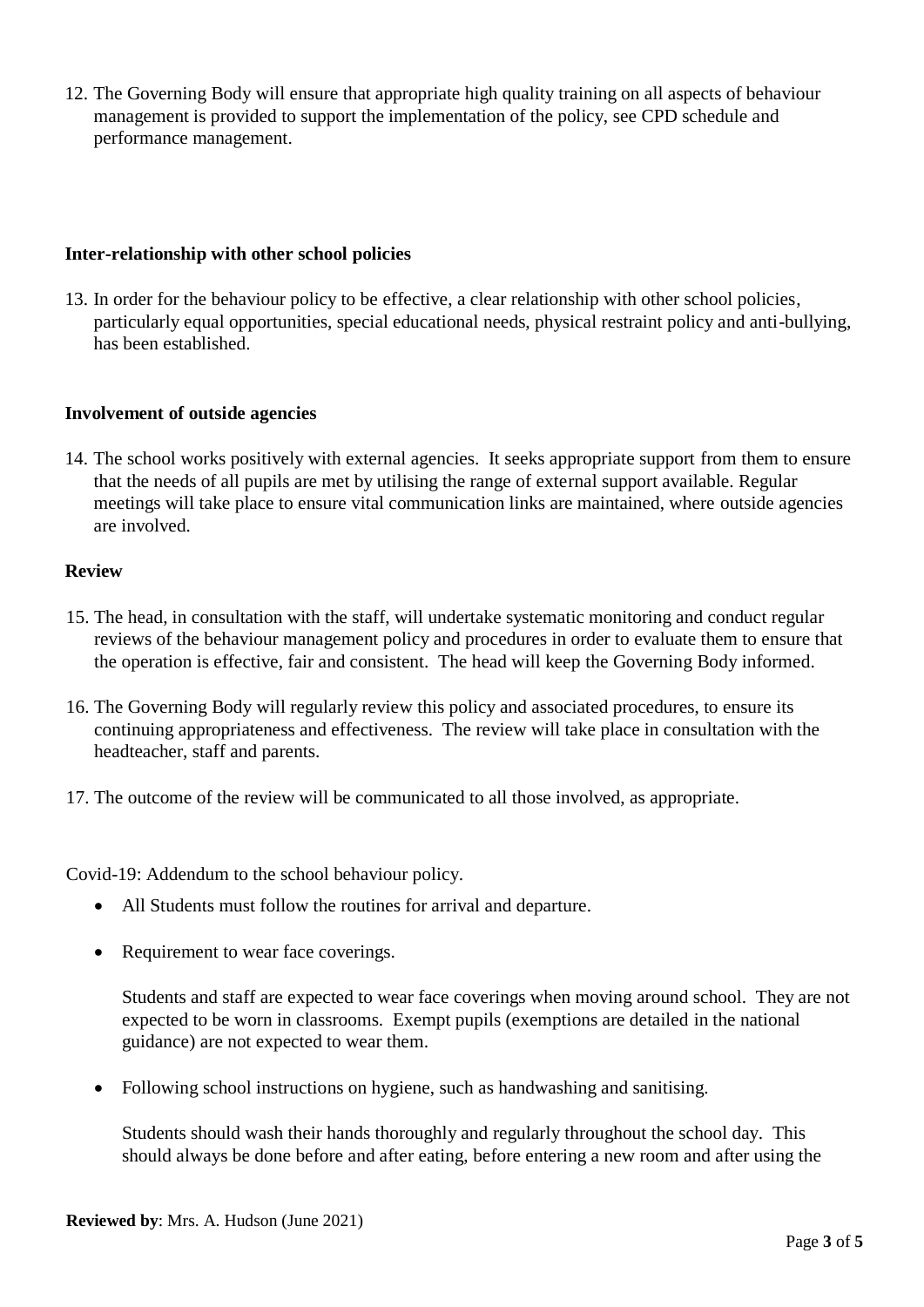12. The Governing Body will ensure that appropriate high quality training on all aspects of behaviour management is provided to support the implementation of the policy, see CPD schedule and performance management.

**Inter-relationship with other school policies**

13. In order for the behaviour policy to be effective, a clear relationship with other school policies, particularly equal opportunities, special educational needs, physical restraint policy and anti-bullying, has been established.

**Involvement of outside agencies**

14. The school works positively with external agencies. It seeks appropriate support from them to ensure that the needs of all pupils are met by utilising the range of external support available. Regular meetings will take place to ensure vital communication links are maintained, where outside agencies are involved.

**Review**

15. The head, in consultation with the staff, will undertake systematic monitoring and conduct regular reviews of the behaviour management policy and procedures in order to evaluate them to ensure that the operation is effective, fair and consistent. The head will keep the Governing Body informed.

16. The Governing Body will regularly review this policy and associated procedures, to ensure its continuing appropriateness and effectiveness. The review will take place in consultation with the headteacher, staff and parents.

17. The outcome of the review will be communicated to all those involved, as appropriate.

Covid-19: Addendum to the school behaviour policy.

- All Students must follow the routines for arrival and departure.

- Requirement to wear face coverings.

  Students and staff are expected to wear face coverings when moving around school. They are not expected to be worn in classrooms. Exempt pupils (exemptions are detailed in the national guidance) are not expected to wear them.

- Following school instructions on hygiene, such as handwashing and sanitising.

  Students should wash their hands thoroughly and regularly throughout the school day. This should always be done before and after eating, before entering a new room and after using the

**Reviewed by**: Mrs. A. Hudson (June 2021)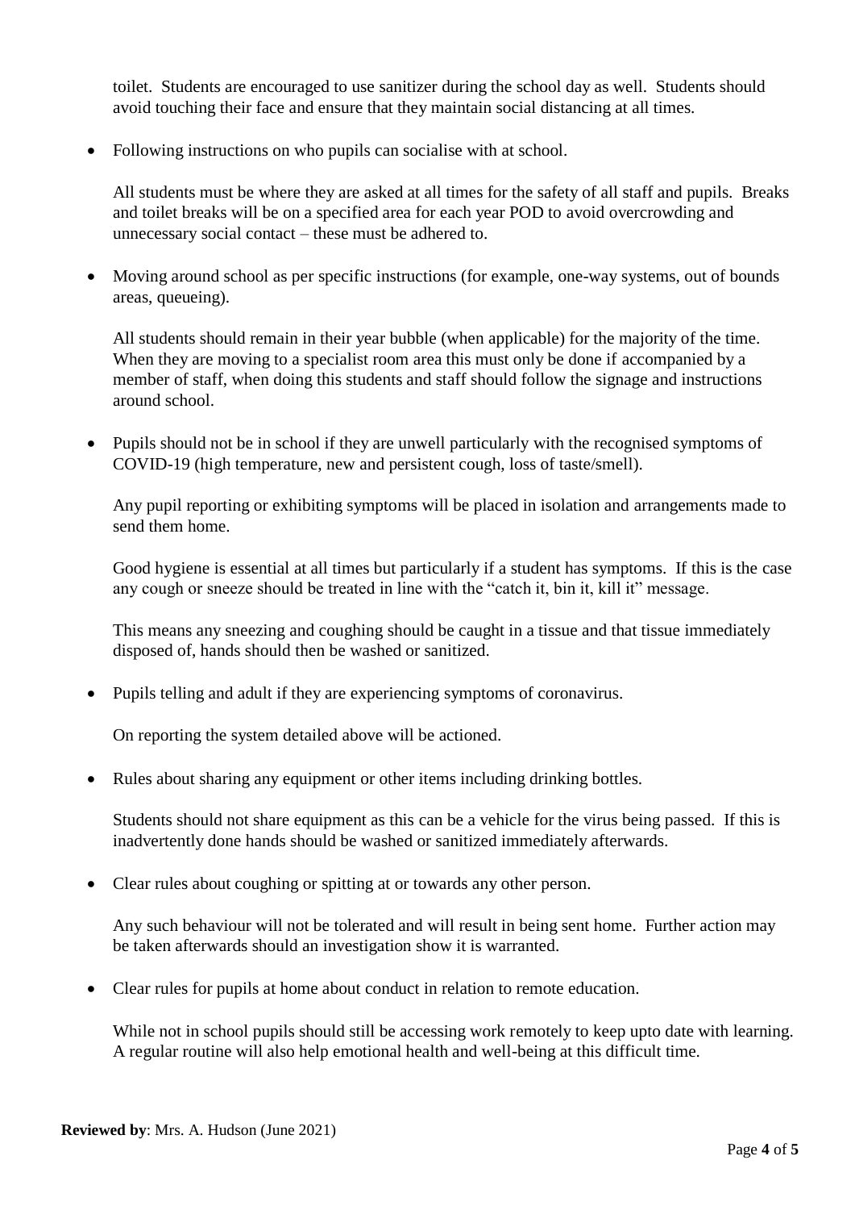toilet. Students are encouraged to use sanitizer during the school day as well. Students should avoid touching their face and ensure that they maintain social distancing at all times.

- Following instructions on who pupils can socialise with at school.

  All students must be where they are asked at all times for the safety of all staff and pupils. Breaks and toilet breaks will be on a specified area for each year POD to avoid overcrowding and unnecessary social contact – these must be adhered to.

- Moving around school as per specific instructions (for example, one-way systems, out of bounds areas, queueing).

  All students should remain in their year bubble (when applicable) for the majority of the time. When they are moving to a specialist room area this must only be done if accompanied by a member of staff, when doing this students and staff should follow the signage and instructions around school.

- Pupils should not be in school if they are unwell particularly with the recognised symptoms of COVID-19 (high temperature, new and persistent cough, loss of taste/smell).

  Any pupil reporting or exhibiting symptoms will be placed in isolation and arrangements made to send them home.

  Good hygiene is essential at all times but particularly if a student has symptoms. If this is the case any cough or sneeze should be treated in line with the "catch it, bin it, kill it" message.

  This means any sneezing and coughing should be caught in a tissue and that tissue immediately disposed of, hands should then be washed or sanitized.

- Pupils telling and adult if they are experiencing symptoms of coronavirus.

  On reporting the system detailed above will be actioned.

- Rules about sharing any equipment or other items including drinking bottles.

  Students should not share equipment as this can be a vehicle for the virus being passed. If this is inadvertently done hands should be washed or sanitized immediately afterwards.

- Clear rules about coughing or spitting at or towards any other person.

  Any such behaviour will not be tolerated and will result in being sent home. Further action may be taken afterwards should an investigation show it is warranted.

- Clear rules for pupils at home about conduct in relation to remote education.

  While not in school pupils should still be accessing work remotely to keep upto date with learning. A regular routine will also help emotional health and well-being at this difficult time.

**Reviewed by**: Mrs. A. Hudson (June 2021)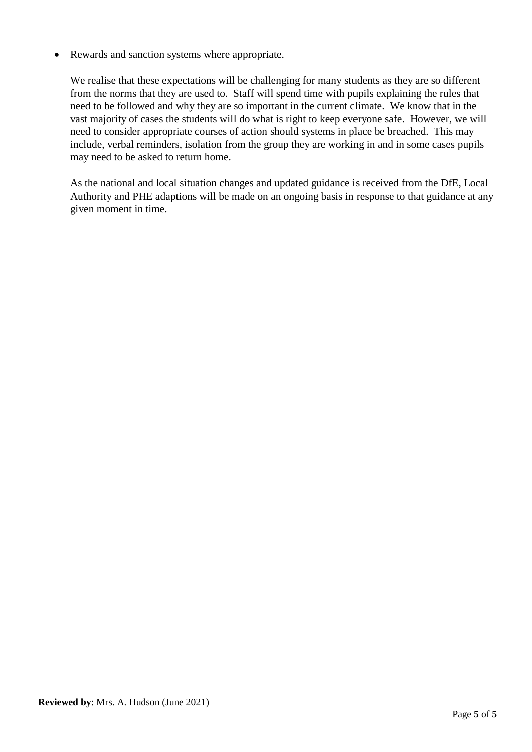- Rewards and sanction systems where appropriate.

  We realise that these expectations will be challenging for many students as they are so different from the norms that they are used to. Staff will spend time with pupils explaining the rules that need to be followed and why they are so important in the current climate. We know that in the vast majority of cases the students will do what is right to keep everyone safe. However, we will need to consider appropriate courses of action should systems in place be breached. This may include, verbal reminders, isolation from the group they are working in and in some cases pupils may need to be asked to return home.

  As the national and local situation changes and updated guidance is received from the DfE, Local Authority and PHE adaptions will be made on an ongoing basis in response to that guidance at any given moment in time.

**Reviewed by**: Mrs. A. Hudson (June 2021)